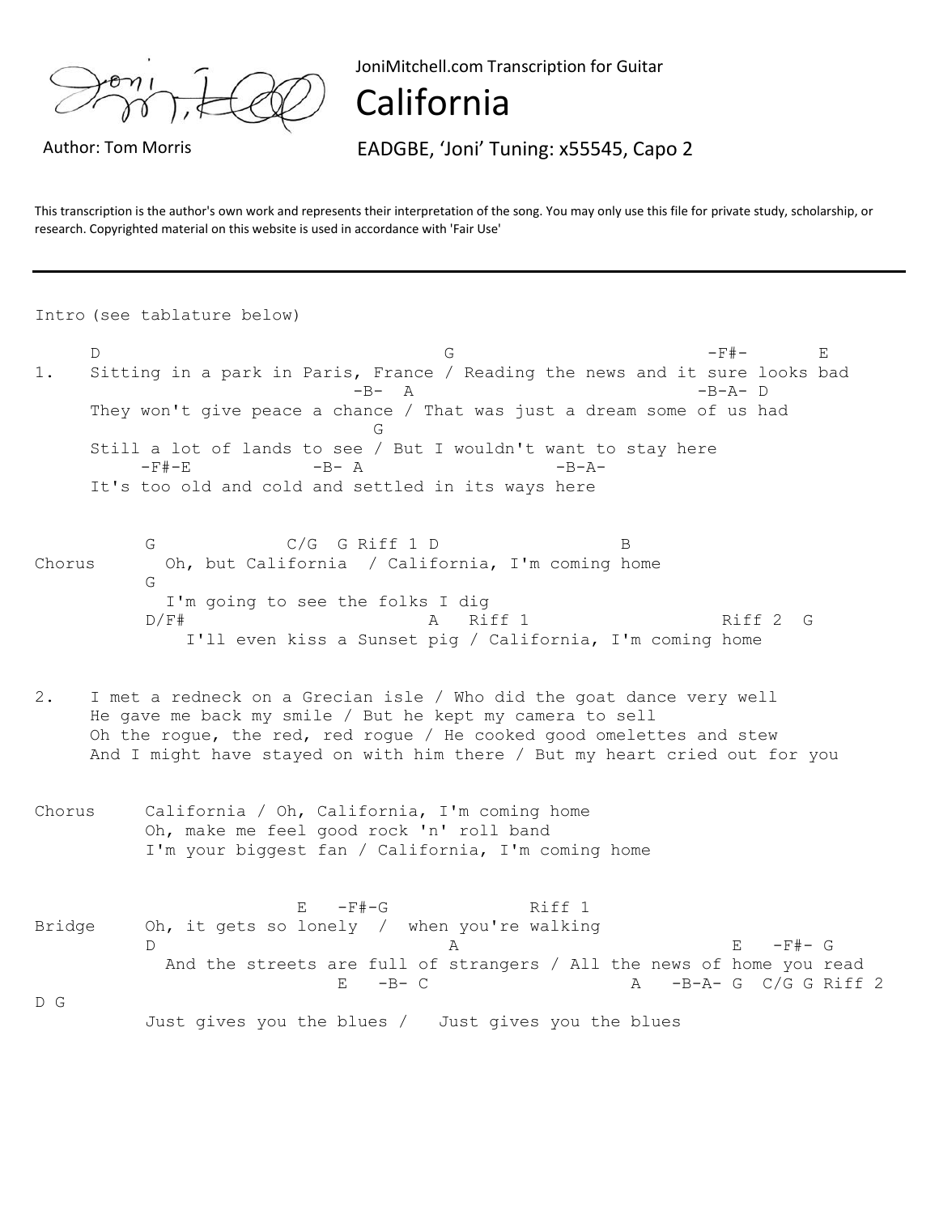JoniMitchell.com Transcription for Guitar

# California

Author: Tom Morris

EADGBE, 'Joni' Tuning: x55545, Capo 2

This transcription is the author's own work and represents their interpretation of the song. You may only use this file for private study, scholarship, or research. Copyrighted material on this website is used in accordance with 'Fair Use'

---

```
Intro (see tablature below)

     D                                     G                           -F#-       E
1.   Sitting in a park in Paris, France / Reading the news and it sure looks bad
                              -B-  A                                 -B-A- D
     They won't give peace a chance / That was just a dream some of us had
                                    G
     Still a lot of lands to see / But I wouldn't want to stay here
          -F#-E            -B- A                 -B-A-
     It's too old and cold and settled in its ways here


          G             C/G  G Riff 1 D                  B
Chorus      Oh, but California  / California, I'm coming home
          G
            I'm going to see the folks I dig
          D/F#                         A   Riff 1                   Riff 2  G
              I'll even kiss a Sunset pig / California, I'm coming home


2.   I met a redneck on a Grecian isle / Who did the goat dance very well
     He gave me back my smile / But he kept my camera to sell
     Oh the rogue, the red, red rogue / He cooked good omelettes and stew
     And I might have stayed on with him there / But my heart cried out for you


Chorus     California / Oh, California, I'm coming home
           Oh, make me feel good rock 'n' roll band
           I'm your biggest fan / California, I'm coming home


                         E   -F#-G             Riff 1
Bridge     Oh, it gets so lonely  /  when you're walking
           D                             A                          E   -F#- G
             And the streets are full of strangers / All the news of home you read
                               E   -B- C                     A   -B-A- G  C/G G Riff 2
D G
           Just gives you the blues /   Just gives you the blues
```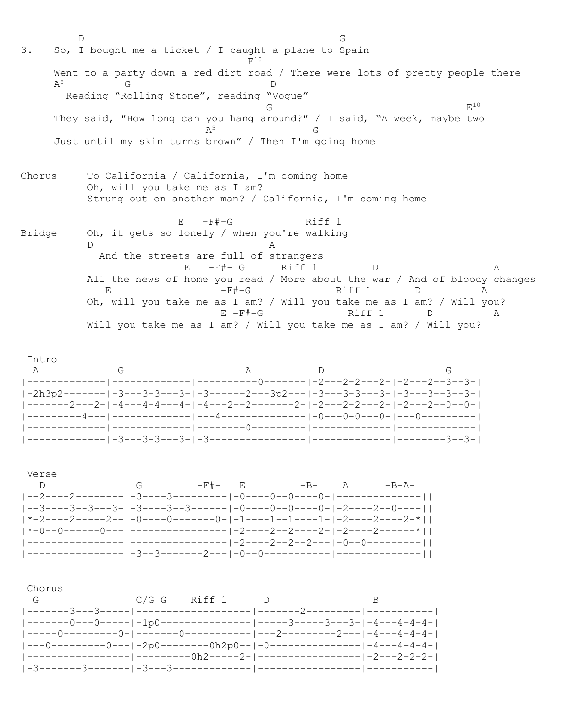```
         D                                         G
3.   So, I bought me a ticket / I caught a plane to Spain
                                         E10
     Went to a party down a red dirt road / There were lots of pretty people there
     A5         G                    D
       Reading "Rolling Stone", reading "Vogue"
                                            G                                E10
     They said, "How long can you hang around?" / I said, "A week, maybe two
                                A5              G
     Just until my skin turns brown" / Then I'm going home


Chorus     To California / California, I'm coming home
           Oh, will you take me as I am?
           Strung out on another man? / California, I'm coming home

                          E   -F#-G            Riff 1
Bridge     Oh, it gets so lonely / when you're walking
           D                             A
             And the streets are full of strangers
                            E   -F#- G      Riff 1         D                   A
           All the news of home you read / More about the war / And of bloody changes
              E                  -F#-G              Riff 1       D          A
           Oh, will you take me as I am? / Will you take me as I am? / Will you?
                                   E -F#-G              Riff 1       D          A
           Will you take me as I am? / Will you take me as I am? / Will you?
```

```
 Intro
  A             G                    A           D                    G
|-------------|-------------|----------0-------|-2---2-2---2-|-2---2--3--3-|
|-2h3p2-------|-3---3-3---3-|-3------2---3p2---|-3---3-3---3-|-3---3--3--3-|
|-------2---2-|-4---4-4---4-|-4---2--2-------2-|-2---2-2---2-|-2---2--0--0-|
|---------4---|-------------|---4--------------|-0---0-0---0-|---0---------|
|-------------|-------------|--------0---------|-------------|-------------|
|-------------|-3---3-3---3-|-3----------------|-------------|--------3--3-|
```

```
 Verse
   D               G         -F#-   E         -B-    A      -B-A-
|--2----2--------|-3----3---------|-0----0--0----0-|--------------||
|--3----3--3---3-|-3----3--3------|-0----0--0----0-|-2----2--0----||
|*-2----2-----2--|-0----0-------0-|-1----1--1----1-|-2----2----2-*||
|*-0--0------0---|----------------|-2----2--2----2-|-2----2------*||
|----------------|----------------|-2----2--2--2---|-0--0---------||
|----------------|-3--3-------2---|-0--0-----------|--------------||
```

```
 Chorus
  G                 C/G G    Riff 1      D                 B
|-------3---3-----|-------------------|-------2---------|-----------|
|-------0---0-----|-1p0---------------|-----3-----3---3-|-4---4-4-4-|
|-----0---------0-|-------0-----------|---2---------2---|-4---4-4-4-|
|---0---------0---|-2p0--------0h2p0--|-0---------------|-4---4-4-4-|
|-----------------|---------0h2-----2-|-----------------|-2---2-2-2-|
|-3-------3-------|-3---3-------------|-----------------|-----------|
```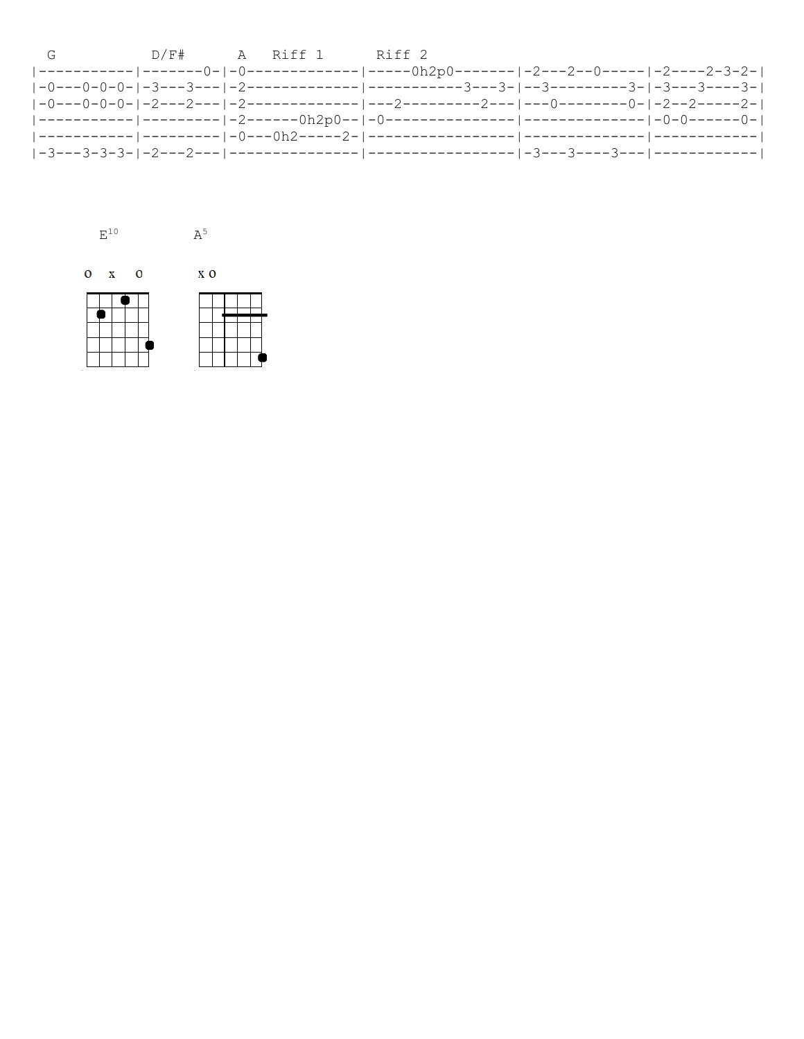```
  G           D/F#      A   Riff 1      Riff 2
|-----------|-------0-|-0-------------|-----0h2p0-------|-2---2--0-----|-2----2-3-2-|
|-0---0-0-0-|-3---3---|-2-------------|-----------3---3-|--3---------3-|-3---3----3-|
|-0---0-0-0-|-2---2---|-2-------------|---2---------2---|---0--------0-|-2--2-----2-|
|-----------|---------|-2------0h2p0--|-0---------------|--------------|-0-0------0-|
|-----------|---------|-0---0h2-----2-|-----------------|--------------|------------|
|-3---3-3-3-|-2---2---|---------------|-----------------|-3---3----3---|------------|
```

$E^{10}$

o x o

$A^5$

x o